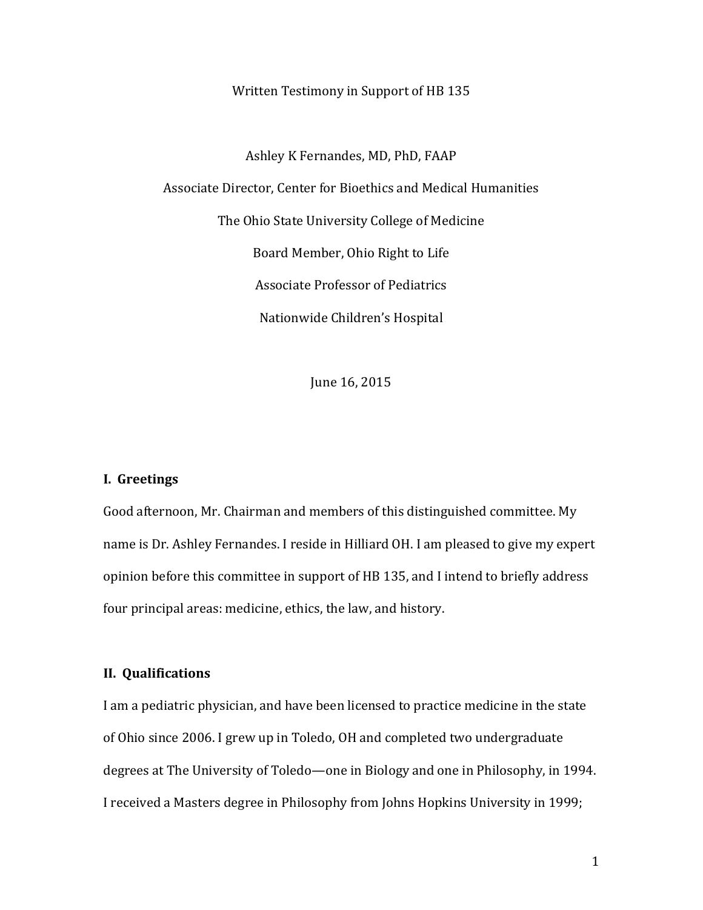Written Testimony in Support of HB 135

Ashley K Fernandes, MD, PhD, FAAP

Associate Director, Center for Bioethics and Medical Humanities

The Ohio State University College of Medicine

Board Member, Ohio Right to Life

Associate Professor of Pediatrics

Nationwide Children's Hospital

June 16, 2015

## I. Greetings

Good afternoon, Mr. Chairman and members of this distinguished committee. My name is Dr. Ashley Fernandes. I reside in Hilliard OH. I am pleased to give my expert opinion before this committee in support of HB 135, and I intend to briefly address four principal areas: medicine, ethics, the law, and history.

## II. Qualifications

I am a pediatric physician, and have been licensed to practice medicine in the state of Ohio since 2006. I grew up in Toledo, OH and completed two undergraduate degrees at The University of Toledo—one in Biology and one in Philosophy, in 1994. I received a Masters degree in Philosophy from Johns Hopkins University in 1999;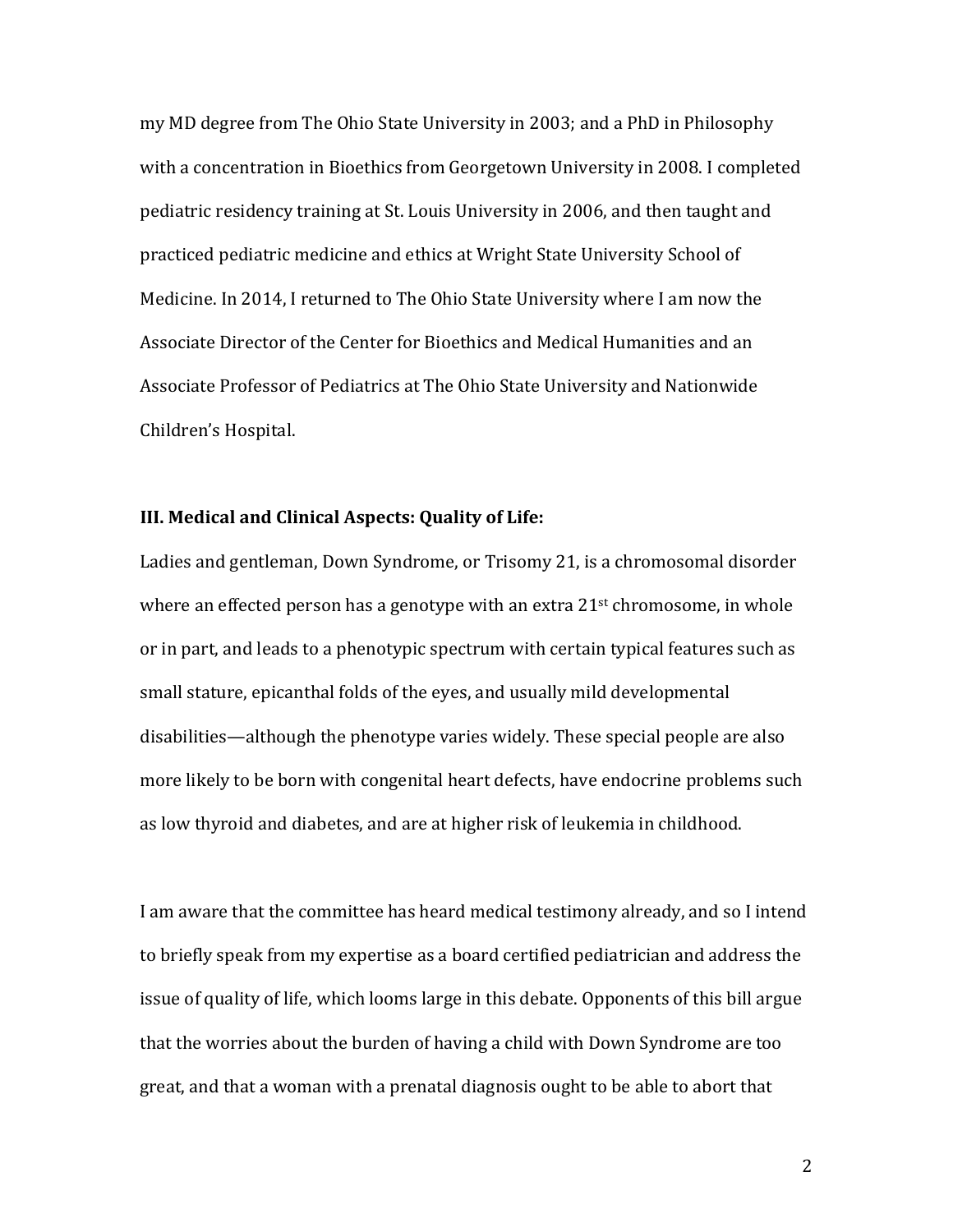my MD degree from The Ohio State University in 2003; and a PhD in Philosophy with a concentration in Bioethics from Georgetown University in 2008. I completed pediatric residency training at St. Louis University in 2006, and then taught and practiced pediatric medicine and ethics at Wright State University School of Medicine. In 2014, I returned to The Ohio State University where I am now the Associate Director of the Center for Bioethics and Medical Humanities and an Associate Professor of Pediatrics at The Ohio State University and Nationwide Children's Hospital.

### III. Medical and Clinical Aspects: Quality of Life:

Ladies and gentleman, Down Syndrome, or Trisomy 21, is a chromosomal disorder where an effected person has a genotype with an extra 21st chromosome, in whole or in part, and leads to a phenotypic spectrum with certain typical features such as small stature, epicanthal folds of the eyes, and usually mild developmental disabilities—although the phenotype varies widely. These special people are also more likely to be born with congenital heart defects, have endocrine problems such as low thyroid and diabetes, and are at higher risk of leukemia in childhood.

I am aware that the committee has heard medical testimony already, and so I intend to briefly speak from my expertise as a board certified pediatrician and address the issue of quality of life, which looms large in this debate. Opponents of this bill argue that the worries about the burden of having a child with Down Syndrome are too great, and that a woman with a prenatal diagnosis ought to be able to abort that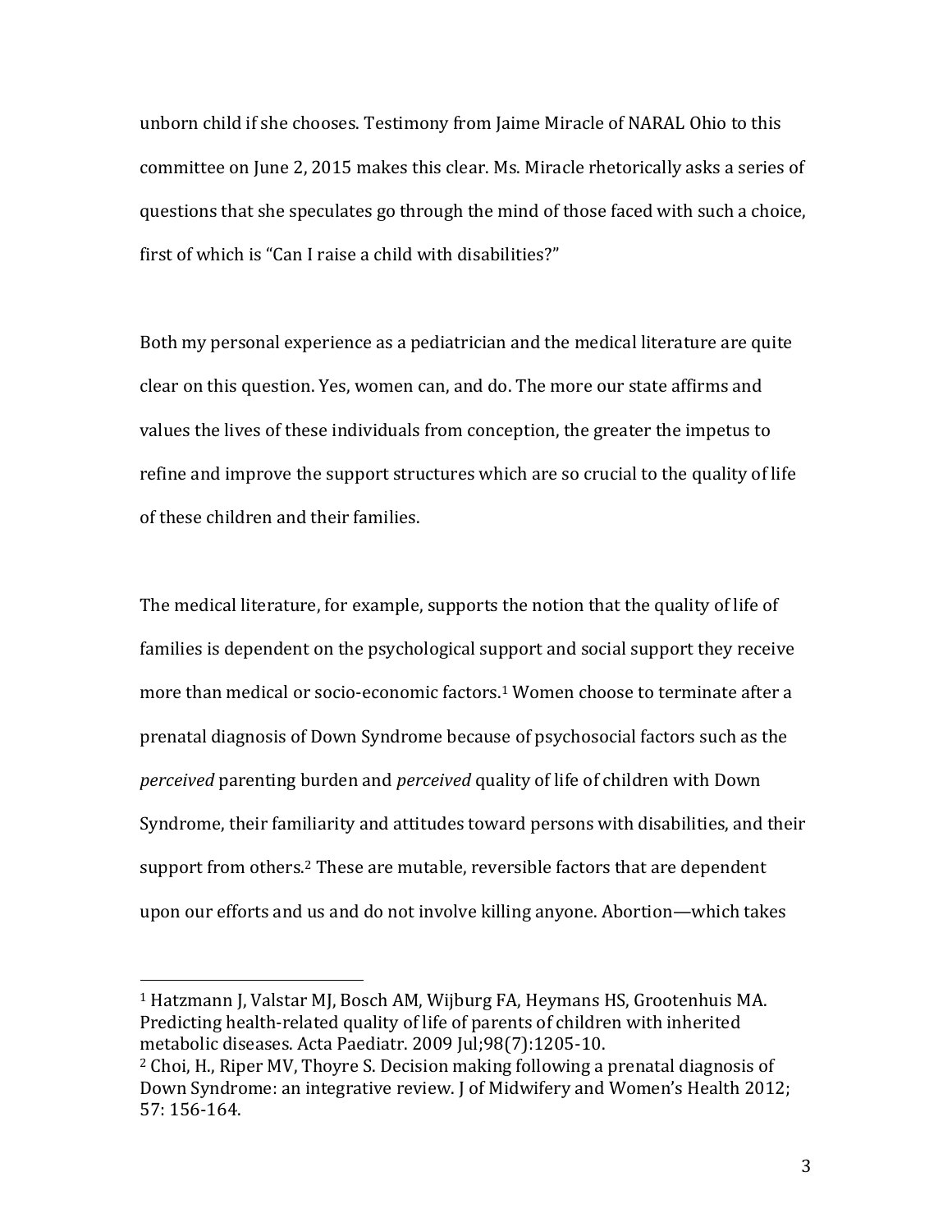unborn child if she chooses. Testimony from Jaime Miracle of NARAL Ohio to this committee on June 2, 2015 makes this clear. Ms. Miracle rhetorically asks a series of questions that she speculates go through the mind of those faced with such a choice, first of which is "Can I raise a child with disabilities?"

Both my personal experience as a pediatrician and the medical literature are quite clear on this question. Yes, women can, and do. The more our state affirms and values the lives of these individuals from conception, the greater the impetus to refine and improve the support structures which are so crucial to the quality of life of these children and their families.

The medical literature, for example, supports the notion that the quality of life of families is dependent on the psychological support and social support they receive more than medical or socio-economic factors.[1] Women choose to terminate after a prenatal diagnosis of Down Syndrome because of psychosocial factors such as the *perceived* parenting burden and *perceived* quality of life of children with Down Syndrome, their familiarity and attitudes toward persons with disabilities, and their support from others.[2] These are mutable, reversible factors that are dependent upon our efforts and us and do not involve killing anyone. Abortion—which takes

---

[1] Hatzmann J, Valstar MJ, Bosch AM, Wijburg FA, Heymans HS, Grootenhuis MA. Predicting health-related quality of life of parents of children with inherited metabolic diseases. Acta Paediatr. 2009 Jul;98(7):1205-10.

[2] Choi, H., Riper MV, Thoyre S. Decision making following a prenatal diagnosis of Down Syndrome: an integrative review. J of Midwifery and Women's Health 2012; 57: 156-164.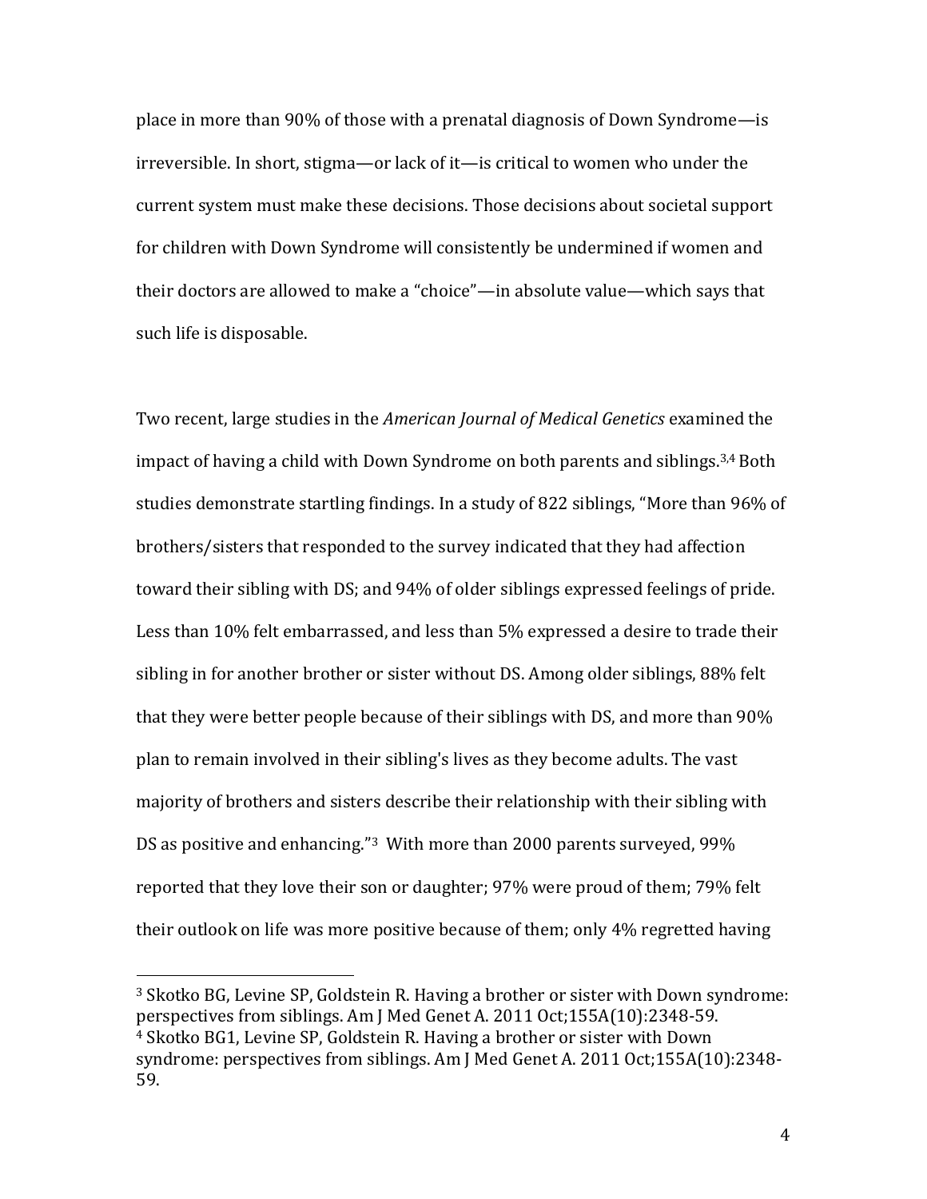place in more than 90% of those with a prenatal diagnosis of Down Syndrome—is irreversible. In short, stigma—or lack of it—is critical to women who under the current system must make these decisions. Those decisions about societal support for children with Down Syndrome will consistently be undermined if women and their doctors are allowed to make a "choice"—in absolute value—which says that such life is disposable.

Two recent, large studies in the *American Journal of Medical Genetics* examined the impact of having a child with Down Syndrome on both parents and siblings.[3,4] Both studies demonstrate startling findings. In a study of 822 siblings, "More than 96% of brothers/sisters that responded to the survey indicated that they had affection toward their sibling with DS; and 94% of older siblings expressed feelings of pride. Less than 10% felt embarrassed, and less than 5% expressed a desire to trade their sibling in for another brother or sister without DS. Among older siblings, 88% felt that they were better people because of their siblings with DS, and more than 90% plan to remain involved in their sibling's lives as they become adults. The vast majority of brothers and sisters describe their relationship with their sibling with DS as positive and enhancing."[3] With more than 2000 parents surveyed, 99% reported that they love their son or daughter; 97% were proud of them; 79% felt their outlook on life was more positive because of them; only 4% regretted having

---

[3] Skotko BG, Levine SP, Goldstein R. Having a brother or sister with Down syndrome: perspectives from siblings. Am J Med Genet A. 2011 Oct;155A(10):2348-59.

[4] Skotko BG1, Levine SP, Goldstein R. Having a brother or sister with Down syndrome: perspectives from siblings. Am J Med Genet A. 2011 Oct;155A(10):2348-59.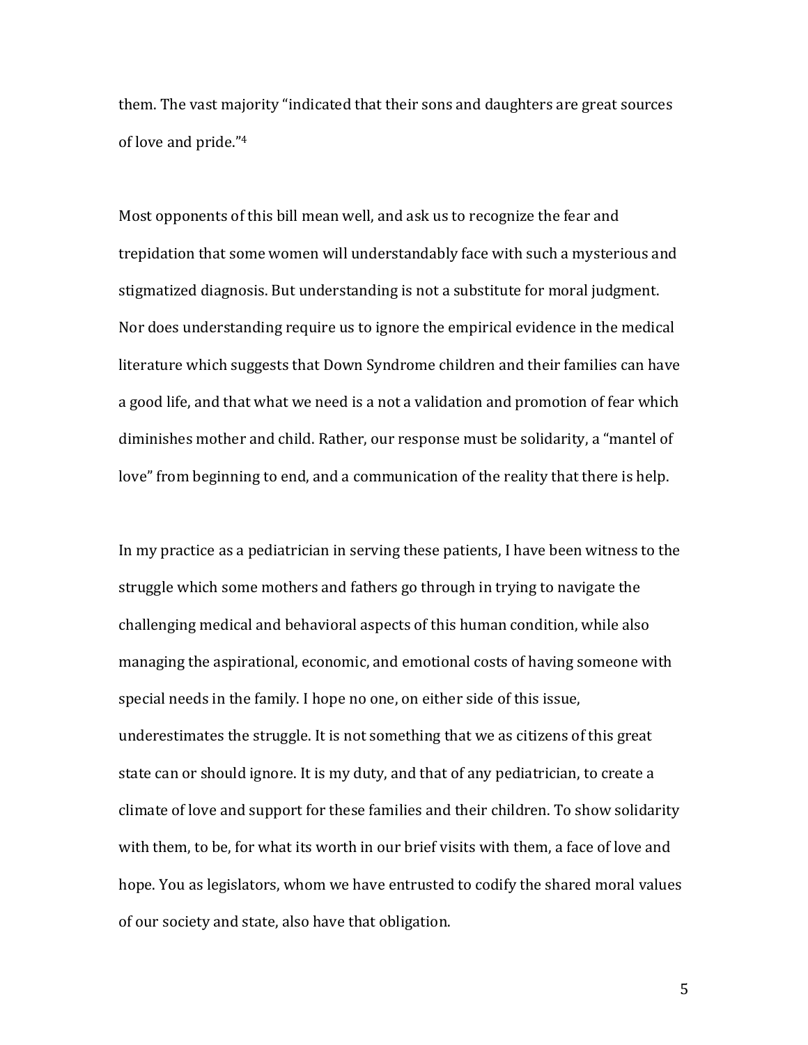them. The vast majority "indicated that their sons and daughters are great sources of love and pride."[4]

Most opponents of this bill mean well, and ask us to recognize the fear and trepidation that some women will understandably face with such a mysterious and stigmatized diagnosis. But understanding is not a substitute for moral judgment. Nor does understanding require us to ignore the empirical evidence in the medical literature which suggests that Down Syndrome children and their families can have a good life, and that what we need is a not a validation and promotion of fear which diminishes mother and child. Rather, our response must be solidarity, a "mantel of love" from beginning to end, and a communication of the reality that there is help.

In my practice as a pediatrician in serving these patients, I have been witness to the struggle which some mothers and fathers go through in trying to navigate the challenging medical and behavioral aspects of this human condition, while also managing the aspirational, economic, and emotional costs of having someone with special needs in the family. I hope no one, on either side of this issue, underestimates the struggle. It is not something that we as citizens of this great state can or should ignore. It is my duty, and that of any pediatrician, to create a climate of love and support for these families and their children. To show solidarity with them, to be, for what its worth in our brief visits with them, a face of love and hope. You as legislators, whom we have entrusted to codify the shared moral values of our society and state, also have that obligation.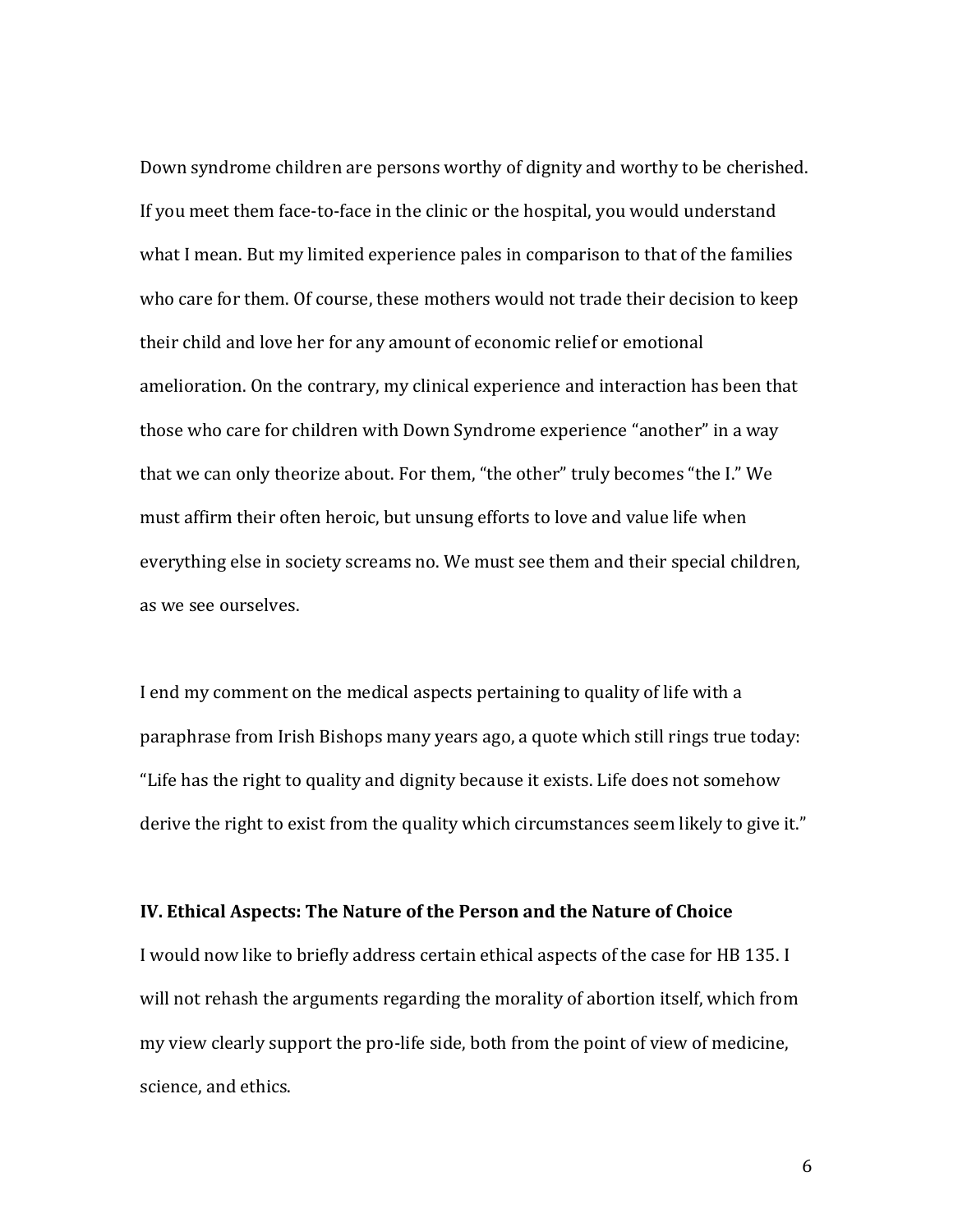Down syndrome children are persons worthy of dignity and worthy to be cherished. If you meet them face-to-face in the clinic or the hospital, you would understand what I mean. But my limited experience pales in comparison to that of the families who care for them. Of course, these mothers would not trade their decision to keep their child and love her for any amount of economic relief or emotional amelioration. On the contrary, my clinical experience and interaction has been that those who care for children with Down Syndrome experience "another" in a way that we can only theorize about. For them, "the other" truly becomes "the I." We must affirm their often heroic, but unsung efforts to love and value life when everything else in society screams no. We must see them and their special children, as we see ourselves.

I end my comment on the medical aspects pertaining to quality of life with a paraphrase from Irish Bishops many years ago, a quote which still rings true today: "Life has the right to quality and dignity because it exists. Life does not somehow derive the right to exist from the quality which circumstances seem likely to give it."

**IV. Ethical Aspects: The Nature of the Person and the Nature of Choice**

I would now like to briefly address certain ethical aspects of the case for HB 135. I will not rehash the arguments regarding the morality of abortion itself, which from my view clearly support the pro-life side, both from the point of view of medicine, science, and ethics.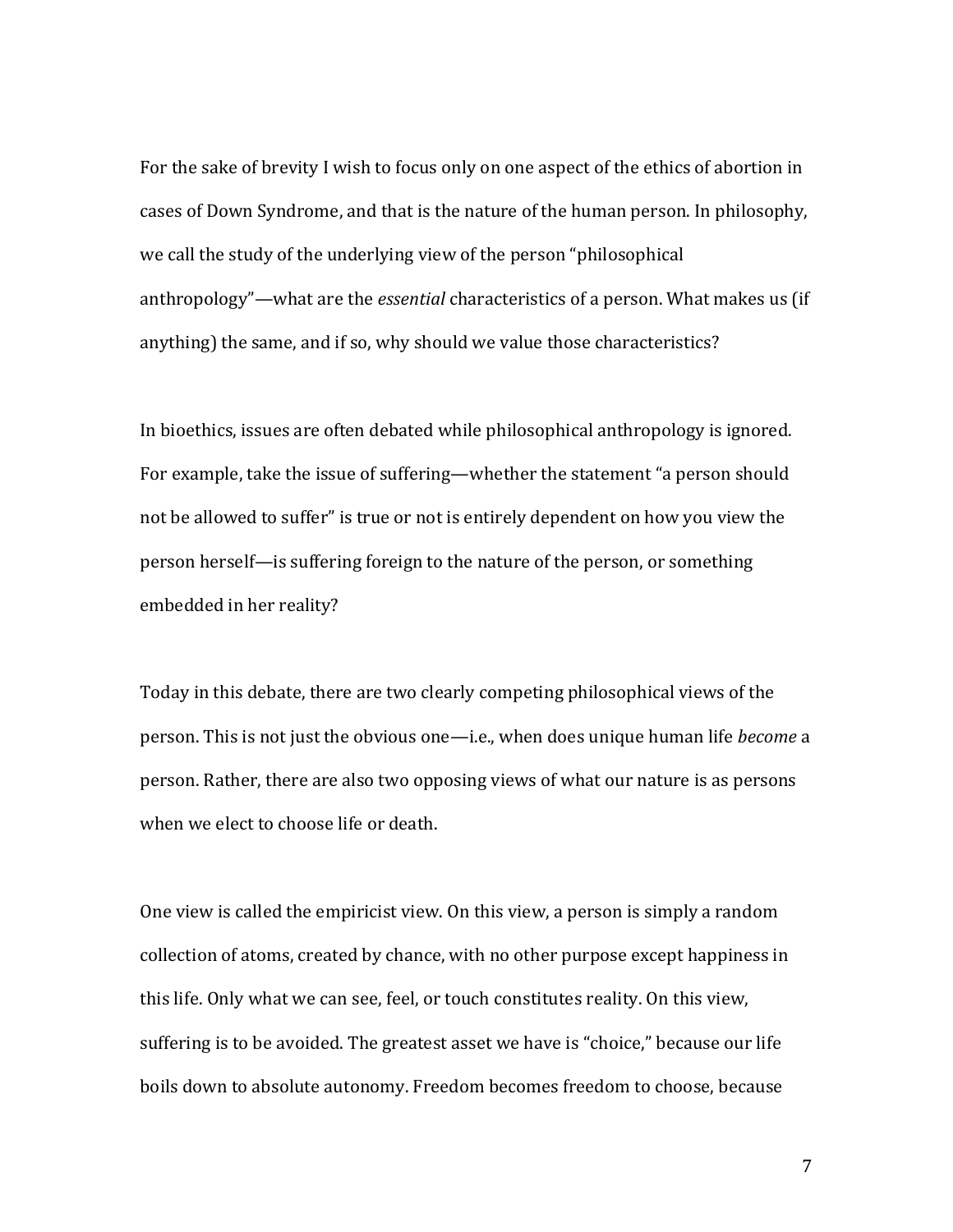For the sake of brevity I wish to focus only on one aspect of the ethics of abortion in cases of Down Syndrome, and that is the nature of the human person. In philosophy, we call the study of the underlying view of the person "philosophical anthropology"—what are the *essential* characteristics of a person. What makes us (if anything) the same, and if so, why should we value those characteristics?

In bioethics, issues are often debated while philosophical anthropology is ignored. For example, take the issue of suffering—whether the statement "a person should not be allowed to suffer" is true or not is entirely dependent on how you view the person herself—is suffering foreign to the nature of the person, or something embedded in her reality?

Today in this debate, there are two clearly competing philosophical views of the person. This is not just the obvious one—i.e., when does unique human life *become* a person. Rather, there are also two opposing views of what our nature is as persons when we elect to choose life or death.

One view is called the empiricist view. On this view, a person is simply a random collection of atoms, created by chance, with no other purpose except happiness in this life. Only what we can see, feel, or touch constitutes reality. On this view, suffering is to be avoided. The greatest asset we have is "choice," because our life boils down to absolute autonomy. Freedom becomes freedom to choose, because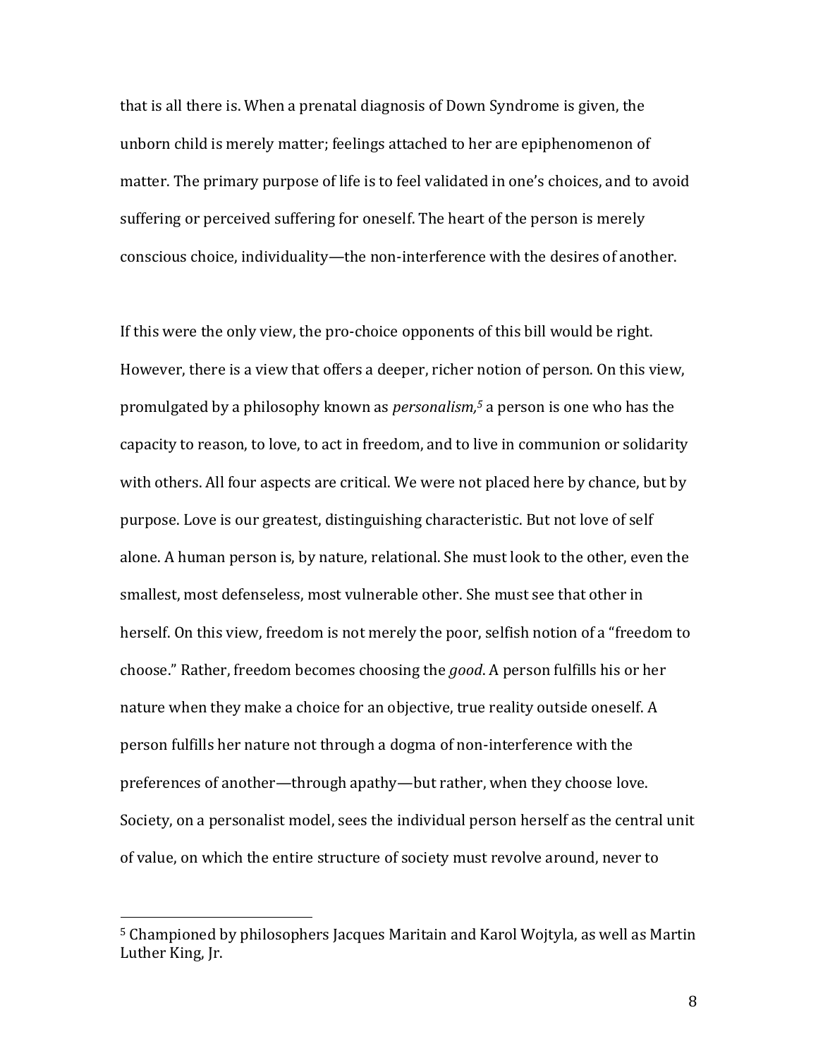that is all there is. When a prenatal diagnosis of Down Syndrome is given, the unborn child is merely matter; feelings attached to her are epiphenomenon of matter. The primary purpose of life is to feel validated in one's choices, and to avoid suffering or perceived suffering for oneself. The heart of the person is merely conscious choice, individuality—the non-interference with the desires of another.

If this were the only view, the pro-choice opponents of this bill would be right. However, there is a view that offers a deeper, richer notion of person. On this view, promulgated by a philosophy known as *personalism,*[5] a person is one who has the capacity to reason, to love, to act in freedom, and to live in communion or solidarity with others. All four aspects are critical. We were not placed here by chance, but by purpose. Love is our greatest, distinguishing characteristic. But not love of self alone. A human person is, by nature, relational. She must look to the other, even the smallest, most defenseless, most vulnerable other. She must see that other in herself. On this view, freedom is not merely the poor, selfish notion of a "freedom to choose." Rather, freedom becomes choosing the *good*. A person fulfills his or her nature when they make a choice for an objective, true reality outside oneself. A person fulfills her nature not through a dogma of non-interference with the preferences of another—through apathy—but rather, when they choose love. Society, on a personalist model, sees the individual person herself as the central unit of value, on which the entire structure of society must revolve around, never to

---

[5] Championed by philosophers Jacques Maritain and Karol Wojtyla, as well as Martin Luther King, Jr.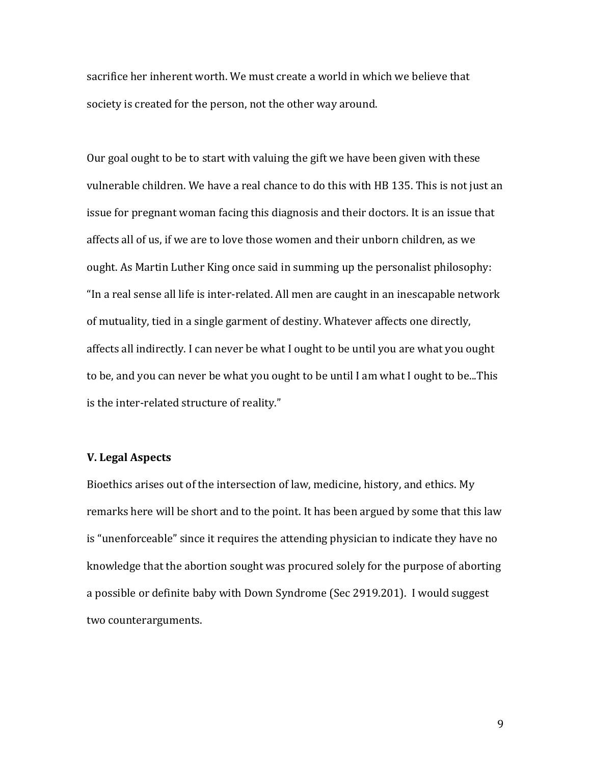sacrifice her inherent worth. We must create a world in which we believe that society is created for the person, not the other way around.

Our goal ought to be to start with valuing the gift we have been given with these vulnerable children. We have a real chance to do this with HB 135. This is not just an issue for pregnant woman facing this diagnosis and their doctors. It is an issue that affects all of us, if we are to love those women and their unborn children, as we ought. As Martin Luther King once said in summing up the personalist philosophy: "In a real sense all life is inter-related. All men are caught in an inescapable network of mutuality, tied in a single garment of destiny. Whatever affects one directly, affects all indirectly. I can never be what I ought to be until you are what you ought to be, and you can never be what you ought to be until I am what I ought to be...This is the inter-related structure of reality."

**V. Legal Aspects**

Bioethics arises out of the intersection of law, medicine, history, and ethics. My remarks here will be short and to the point. It has been argued by some that this law is "unenforceable" since it requires the attending physician to indicate they have no knowledge that the abortion sought was procured solely for the purpose of aborting a possible or definite baby with Down Syndrome (Sec 2919.201). I would suggest two counterarguments.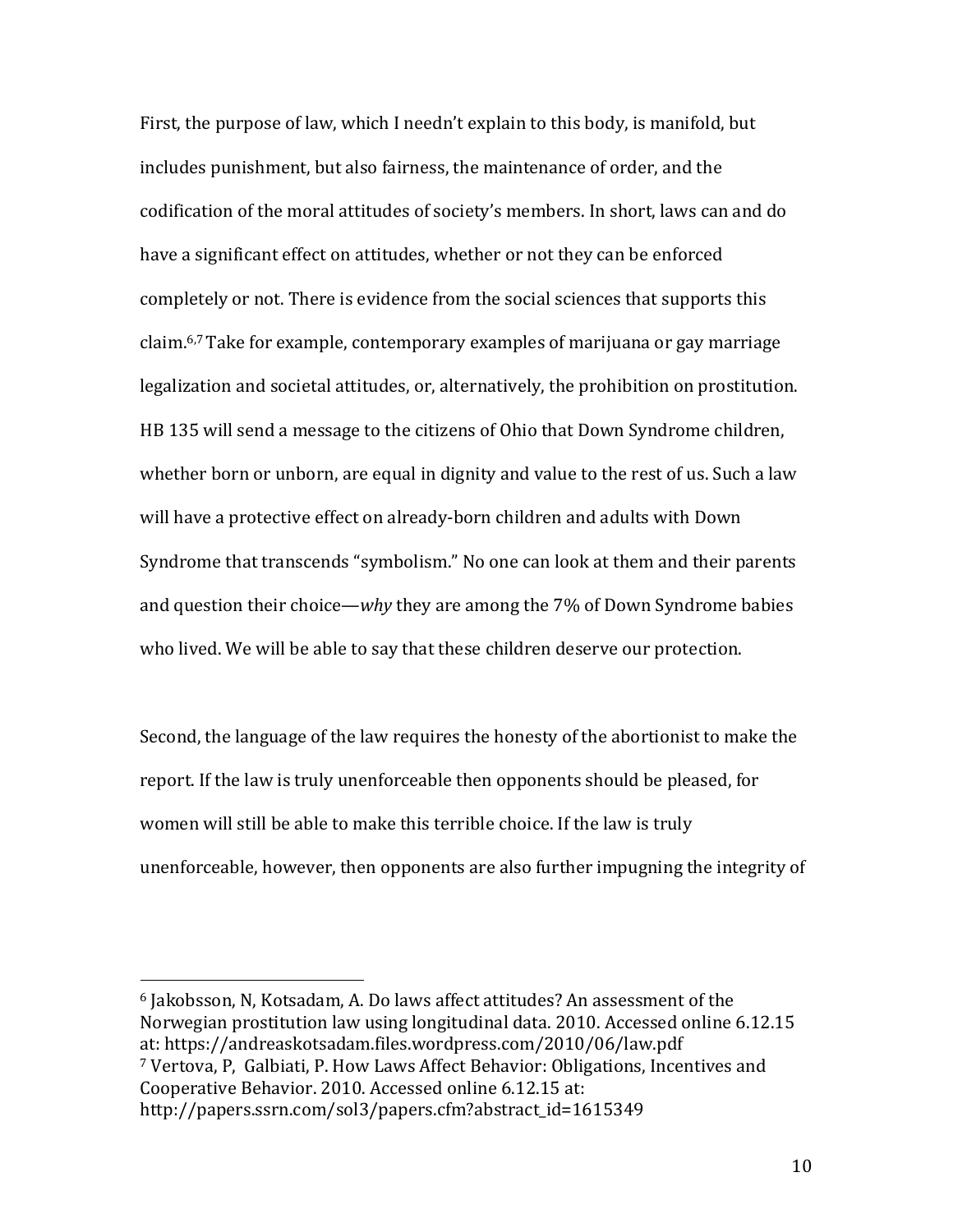First, the purpose of law, which I needn't explain to this body, is manifold, but includes punishment, but also fairness, the maintenance of order, and the codification of the moral attitudes of society's members. In short, laws can and do have a significant effect on attitudes, whether or not they can be enforced completely or not. There is evidence from the social sciences that supports this claim.[6,7] Take for example, contemporary examples of marijuana or gay marriage legalization and societal attitudes, or, alternatively, the prohibition on prostitution. HB 135 will send a message to the citizens of Ohio that Down Syndrome children, whether born or unborn, are equal in dignity and value to the rest of us. Such a law will have a protective effect on already-born children and adults with Down Syndrome that transcends "symbolism." No one can look at them and their parents and question their choice—*why* they are among the 7% of Down Syndrome babies who lived. We will be able to say that these children deserve our protection.

Second, the language of the law requires the honesty of the abortionist to make the report. If the law is truly unenforceable then opponents should be pleased, for women will still be able to make this terrible choice. If the law is truly unenforceable, however, then opponents are also further impugning the integrity of

---

[6] Jakobsson, N, Kotsadam, A. Do laws affect attitudes? An assessment of the Norwegian prostitution law using longitudinal data. 2010. Accessed online 6.12.15 at: https://andreaskotsadam.files.wordpress.com/2010/06/law.pdf

[7] Vertova, P, Galbiati, P. How Laws Affect Behavior: Obligations, Incentives and Cooperative Behavior. 2010. Accessed online 6.12.15 at: http://papers.ssrn.com/sol3/papers.cfm?abstract_id=1615349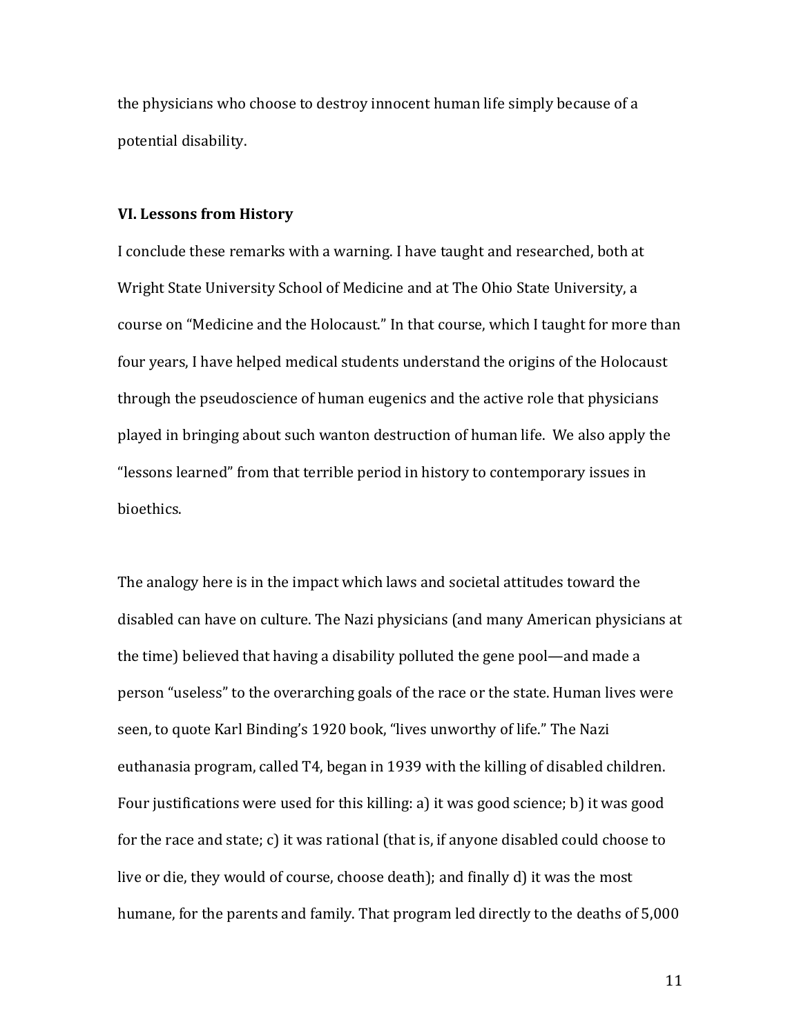the physicians who choose to destroy innocent human life simply because of a potential disability.

**VI. Lessons from History**

I conclude these remarks with a warning. I have taught and researched, both at Wright State University School of Medicine and at The Ohio State University, a course on "Medicine and the Holocaust." In that course, which I taught for more than four years, I have helped medical students understand the origins of the Holocaust through the pseudoscience of human eugenics and the active role that physicians played in bringing about such wanton destruction of human life. We also apply the "lessons learned" from that terrible period in history to contemporary issues in bioethics.

The analogy here is in the impact which laws and societal attitudes toward the disabled can have on culture. The Nazi physicians (and many American physicians at the time) believed that having a disability polluted the gene pool—and made a person "useless" to the overarching goals of the race or the state. Human lives were seen, to quote Karl Binding's 1920 book, "lives unworthy of life." The Nazi euthanasia program, called T4, began in 1939 with the killing of disabled children. Four justifications were used for this killing: a) it was good science; b) it was good for the race and state; c) it was rational (that is, if anyone disabled could choose to live or die, they would of course, choose death); and finally d) it was the most humane, for the parents and family. That program led directly to the deaths of 5,000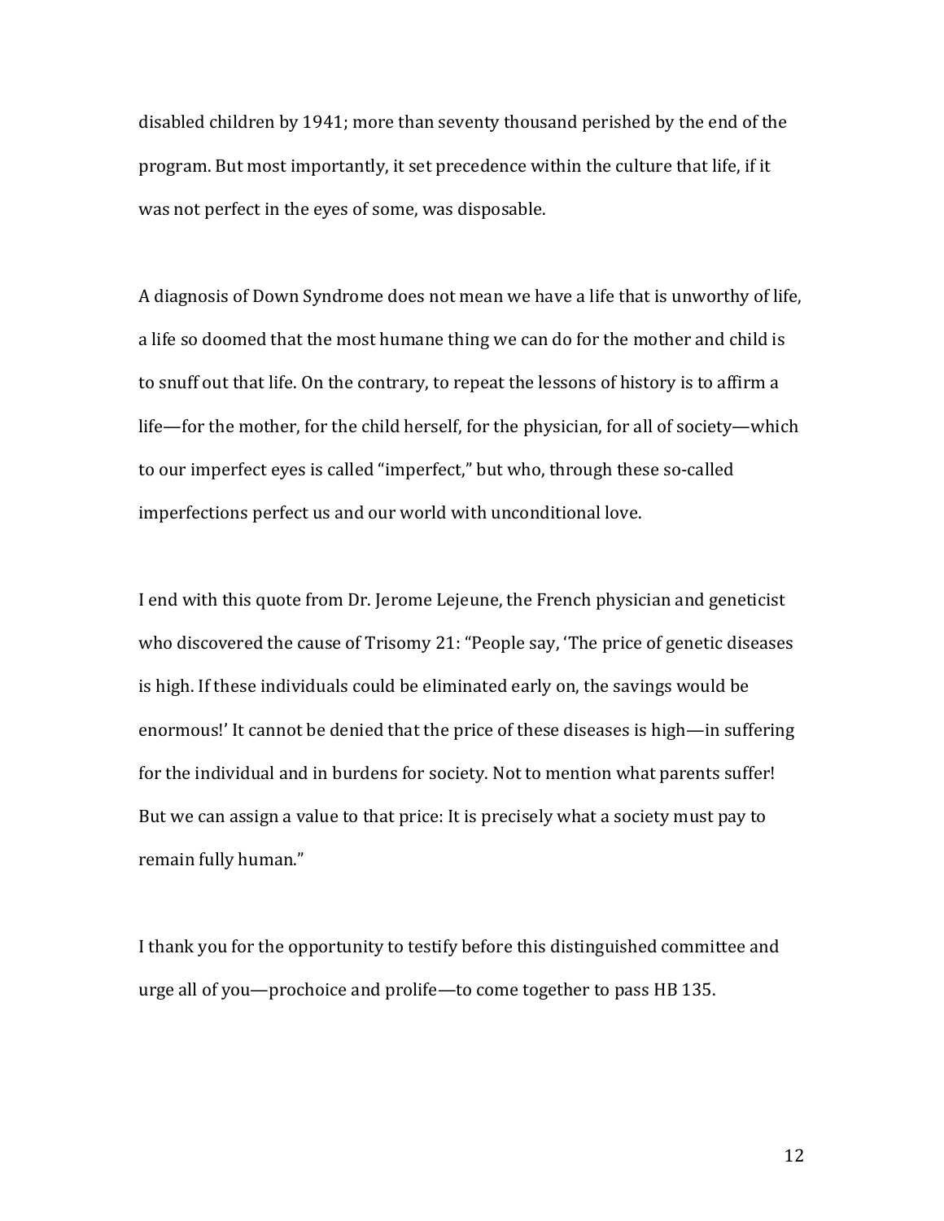disabled children by 1941; more than seventy thousand perished by the end of the program. But most importantly, it set precedence within the culture that life, if it was not perfect in the eyes of some, was disposable.

A diagnosis of Down Syndrome does not mean we have a life that is unworthy of life, a life so doomed that the most humane thing we can do for the mother and child is to snuff out that life. On the contrary, to repeat the lessons of history is to affirm a life—for the mother, for the child herself, for the physician, for all of society—which to our imperfect eyes is called "imperfect," but who, through these so-called imperfections perfect us and our world with unconditional love.

I end with this quote from Dr. Jerome Lejeune, the French physician and geneticist who discovered the cause of Trisomy 21: "People say, 'The price of genetic diseases is high. If these individuals could be eliminated early on, the savings would be enormous!' It cannot be denied that the price of these diseases is high—in suffering for the individual and in burdens for society. Not to mention what parents suffer! But we can assign a value to that price: It is precisely what a society must pay to remain fully human."

I thank you for the opportunity to testify before this distinguished committee and urge all of you—prochoice and prolife—to come together to pass HB 135.